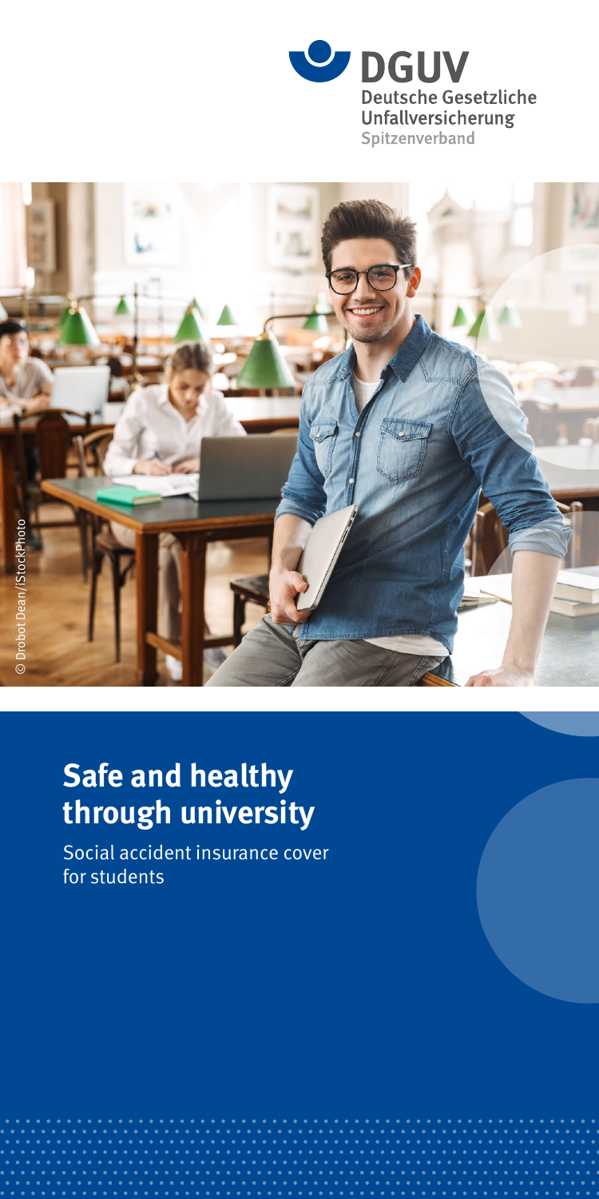DGUV
Deutsche Gesetzliche
Unfallversicherung
Spitzenverband

© Drobot Dean/iStockPhoto

# Safe and healthy through university

Social accident insurance cover for students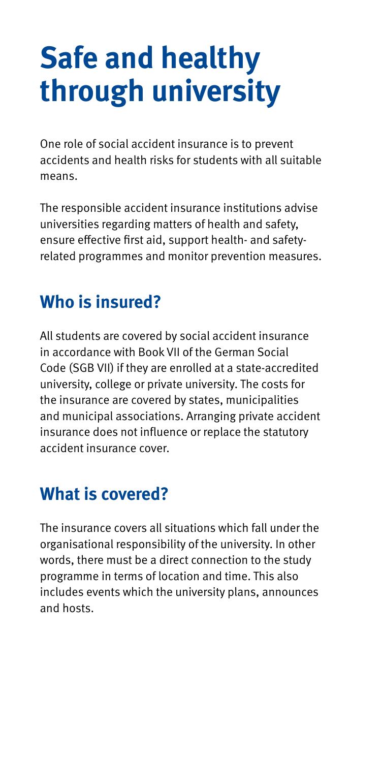# Safe and healthy through university

One role of social accident insurance is to prevent accidents and health risks for students with all suitable means.

The responsible accident insurance institutions advise universities regarding matters of health and safety, ensure effective first aid, support health- and safety-related programmes and monitor prevention measures.

## Who is insured?

All students are covered by social accident insurance in accordance with Book VII of the German Social Code (SGB VII) if they are enrolled at a state-accredited university, college or private university. The costs for the insurance are covered by states, municipalities and municipal associations. Arranging private accident insurance does not influence or replace the statutory accident insurance cover.

## What is covered?

The insurance covers all situations which fall under the organisational responsibility of the university. In other words, there must be a direct connection to the study programme in terms of location and time. This also includes events which the university plans, announces and hosts.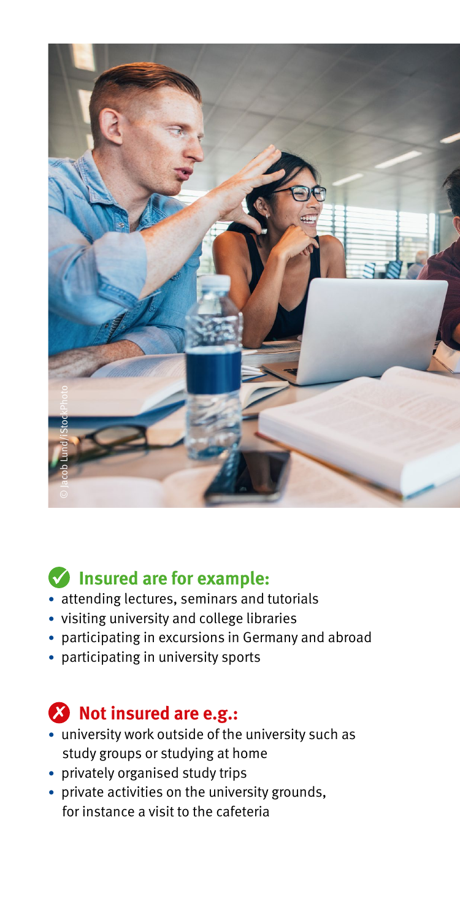## ✔ Insured are for example:

- attending lectures, seminars and tutorials
- visiting university and college libraries
- participating in excursions in Germany and abroad
- participating in university sports

## ✘ Not insured are e.g.:

- university work outside of the university such as study groups or studying at home
- privately organised study trips
- private activities on the university grounds, for instance a visit to the cafeteria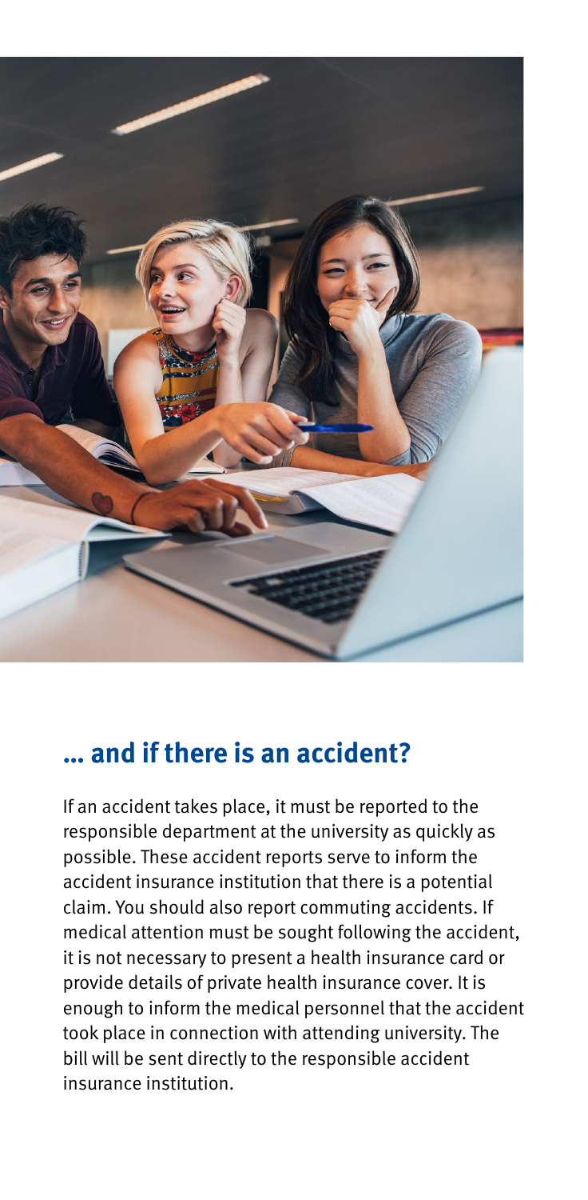## … and if there is an accident?

If an accident takes place, it must be reported to the responsible department at the university as quickly as possible. These accident reports serve to inform the accident insurance institution that there is a potential claim. You should also report commuting accidents. If medical attention must be sought following the accident, it is not necessary to present a health insurance card or provide details of private health insurance cover. It is enough to inform the medical personnel that the accident took place in connection with attending university. The bill will be sent directly to the responsible accident insurance institution.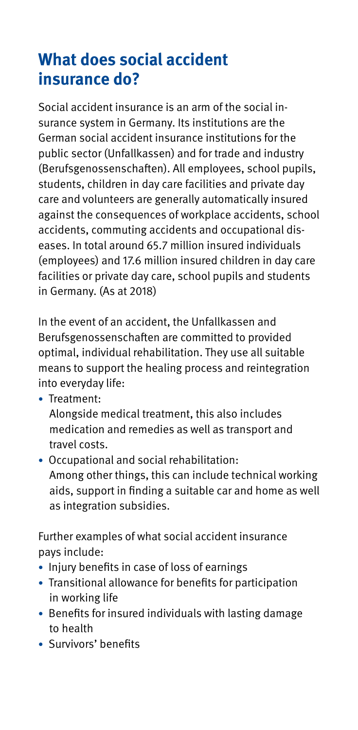## What does social accident insurance do?

Social accident insurance is an arm of the social insurance system in Germany. Its institutions are the German social accident insurance institutions for the public sector (Unfallkassen) and for trade and industry (Berufsgenossenschaften). All employees, school pupils, students, children in day care facilities and private day care and volunteers are generally automatically insured against the consequences of workplace accidents, school accidents, commuting accidents and occupational diseases. In total around 65.7 million insured individuals (employees) and 17.6 million insured children in day care facilities or private day care, school pupils and students in Germany. (As at 2018)

In the event of an accident, the Unfallkassen and Berufsgenossenschaften are committed to provided optimal, individual rehabilitation. They use all suitable means to support the healing process and reintegration into everyday life:

- Treatment:
  Alongside medical treatment, this also includes medication and remedies as well as transport and travel costs.
- Occupational and social rehabilitation:
  Among other things, this can include technical working aids, support in finding a suitable car and home as well as integration subsidies.

Further examples of what social accident insurance pays include:

- Injury benefits in case of loss of earnings
- Transitional allowance for benefits for participation in working life
- Benefits for insured individuals with lasting damage to health
- Survivors' benefits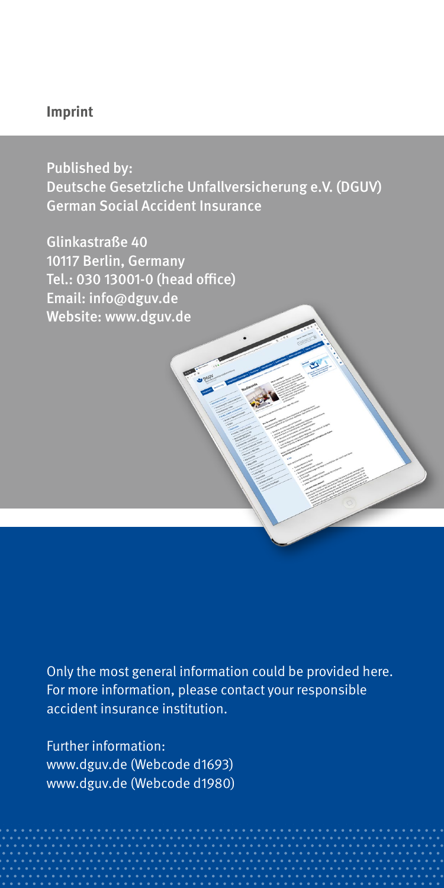## Imprint

Published by:
Deutsche Gesetzliche Unfallversicherung e.V. (DGUV)
German Social Accident Insurance

Glinkastraße 40
10117 Berlin, Germany
Tel.: 030 13001-0 (head office)
Email: info@dguv.de
Website: www.dguv.de

Only the most general information could be provided here. For more information, please contact your responsible accident insurance institution.

Further information:
www.dguv.de (Webcode d1693)
www.dguv.de (Webcode d1980)